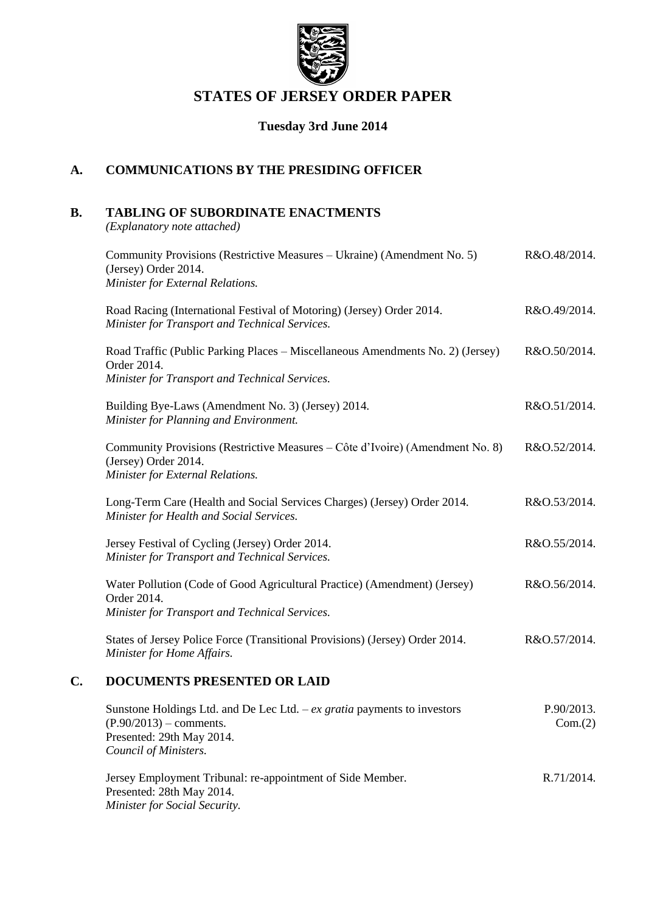# STATES OF JERSEY ORDER PAPER

**Tuesday 3rd June 2014**

## A. COMMUNICATIONS BY THE PRESIDING OFFICER

## B. TABLING OF SUBORDINATE ENACTMENTS

*(Explanatory note attached)*

Community Provisions (Restrictive Measures – Ukraine) (Amendment No. 5) (Jersey) Order 2014. — R&O.48/2014.
*Minister for External Relations.*

Road Racing (International Festival of Motoring) (Jersey) Order 2014. — R&O.49/2014.
*Minister for Transport and Technical Services.*

Road Traffic (Public Parking Places – Miscellaneous Amendments No. 2) (Jersey) Order 2014. — R&O.50/2014.
*Minister for Transport and Technical Services.*

Building Bye-Laws (Amendment No. 3) (Jersey) 2014. — R&O.51/2014.
*Minister for Planning and Environment.*

Community Provisions (Restrictive Measures – Côte d'Ivoire) (Amendment No. 8) (Jersey) Order 2014. — R&O.52/2014.
*Minister for External Relations.*

Long-Term Care (Health and Social Services Charges) (Jersey) Order 2014. — R&O.53/2014.
*Minister for Health and Social Services.*

Jersey Festival of Cycling (Jersey) Order 2014. — R&O.55/2014.
*Minister for Transport and Technical Services.*

Water Pollution (Code of Good Agricultural Practice) (Amendment) (Jersey) Order 2014. — R&O.56/2014.
*Minister for Transport and Technical Services.*

States of Jersey Police Force (Transitional Provisions) (Jersey) Order 2014. — R&O.57/2014.
*Minister for Home Affairs.*

## C. DOCUMENTS PRESENTED OR LAID

Sunstone Holdings Ltd. and De Lec Ltd. – *ex gratia* payments to investors (P.90/2013) – comments. — P.90/2013. Com.(2)
Presented: 29th May 2014.
*Council of Ministers.*

Jersey Employment Tribunal: re-appointment of Side Member. — R.71/2014.
Presented: 28th May 2014.
*Minister for Social Security.*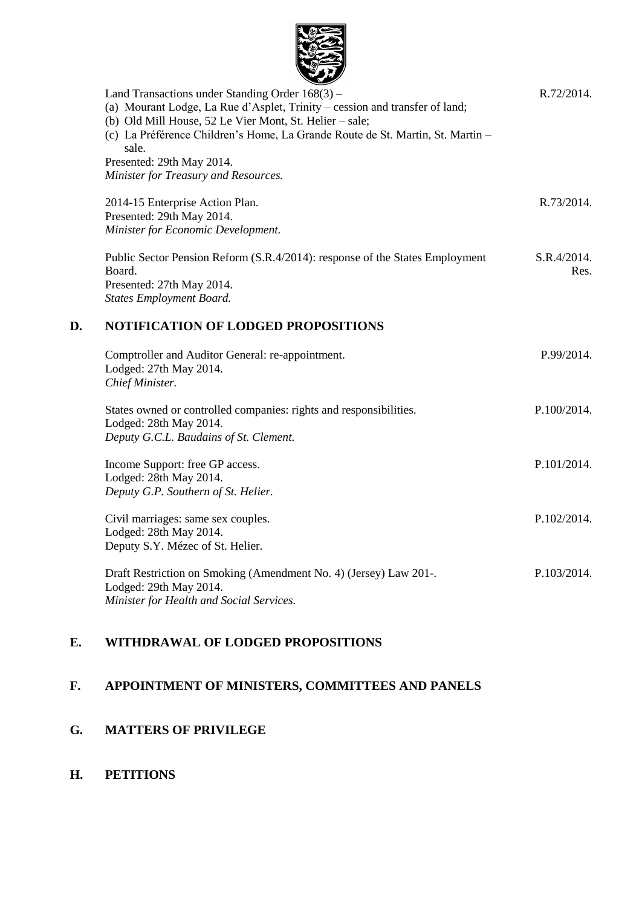Land Transactions under Standing Order 168(3) –
(a) Mourant Lodge, La Rue d'Asplet, Trinity – cession and transfer of land;
(b) Old Mill House, 52 Le Vier Mont, St. Helier – sale;
(c) La Préférence Children's Home, La Grande Route de St. Martin, St. Martin – sale.
Presented: 29th May 2014.
*Minister for Treasury and Resources.*

R.72/2014.

2014-15 Enterprise Action Plan.
Presented: 29th May 2014.
*Minister for Economic Development.*

R.73/2014.

Public Sector Pension Reform (S.R.4/2014): response of the States Employment Board.
Presented: 27th May 2014.
*States Employment Board.*

S.R.4/2014. Res.

## D. NOTIFICATION OF LODGED PROPOSITIONS

Comptroller and Auditor General: re-appointment.
Lodged: 27th May 2014.
*Chief Minister.*

P.99/2014.

States owned or controlled companies: rights and responsibilities.
Lodged: 28th May 2014.
*Deputy G.C.L. Baudains of St. Clement.*

P.100/2014.

Income Support: free GP access.
Lodged: 28th May 2014.
*Deputy G.P. Southern of St. Helier.*

P.101/2014.

Civil marriages: same sex couples.
Lodged: 28th May 2014.
Deputy S.Y. Mézec of St. Helier.

P.102/2014.

Draft Restriction on Smoking (Amendment No. 4) (Jersey) Law 201-.
Lodged: 29th May 2014.
*Minister for Health and Social Services.*

P.103/2014.

## E. WITHDRAWAL OF LODGED PROPOSITIONS

## F. APPOINTMENT OF MINISTERS, COMMITTEES AND PANELS

## G. MATTERS OF PRIVILEGE

## H. PETITIONS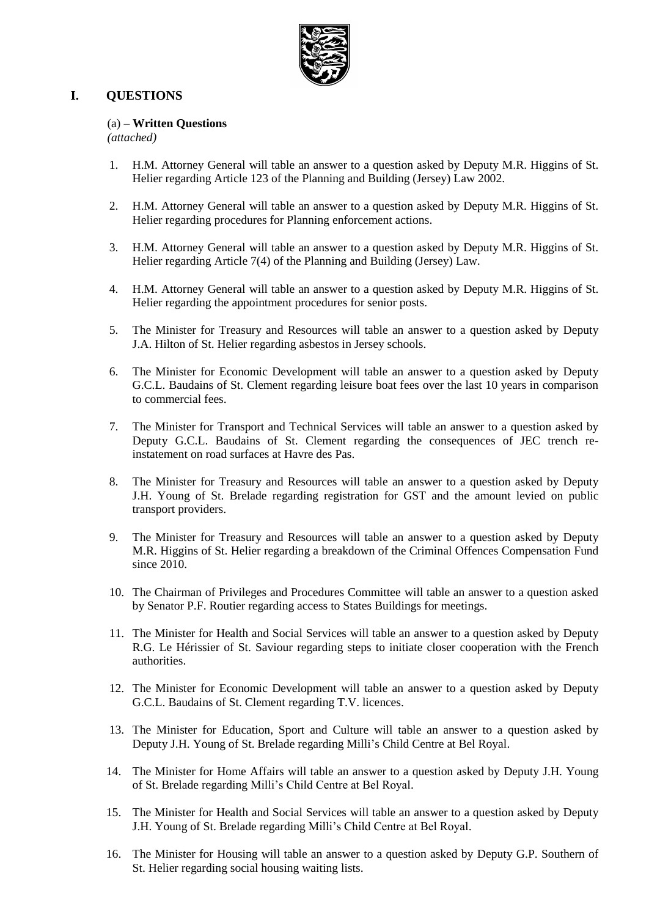# I. QUESTIONS

(a) – **Written Questions**
*(attached)*

1. H.M. Attorney General will table an answer to a question asked by Deputy M.R. Higgins of St. Helier regarding Article 123 of the Planning and Building (Jersey) Law 2002.

2. H.M. Attorney General will table an answer to a question asked by Deputy M.R. Higgins of St. Helier regarding procedures for Planning enforcement actions.

3. H.M. Attorney General will table an answer to a question asked by Deputy M.R. Higgins of St. Helier regarding Article 7(4) of the Planning and Building (Jersey) Law.

4. H.M. Attorney General will table an answer to a question asked by Deputy M.R. Higgins of St. Helier regarding the appointment procedures for senior posts.

5. The Minister for Treasury and Resources will table an answer to a question asked by Deputy J.A. Hilton of St. Helier regarding asbestos in Jersey schools.

6. The Minister for Economic Development will table an answer to a question asked by Deputy G.C.L. Baudains of St. Clement regarding leisure boat fees over the last 10 years in comparison to commercial fees.

7. The Minister for Transport and Technical Services will table an answer to a question asked by Deputy G.C.L. Baudains of St. Clement regarding the consequences of JEC trench re-instatement on road surfaces at Havre des Pas.

8. The Minister for Treasury and Resources will table an answer to a question asked by Deputy J.H. Young of St. Brelade regarding registration for GST and the amount levied on public transport providers.

9. The Minister for Treasury and Resources will table an answer to a question asked by Deputy M.R. Higgins of St. Helier regarding a breakdown of the Criminal Offences Compensation Fund since 2010.

10. The Chairman of Privileges and Procedures Committee will table an answer to a question asked by Senator P.F. Routier regarding access to States Buildings for meetings.

11. The Minister for Health and Social Services will table an answer to a question asked by Deputy R.G. Le Hérissier of St. Saviour regarding steps to initiate closer cooperation with the French authorities.

12. The Minister for Economic Development will table an answer to a question asked by Deputy G.C.L. Baudains of St. Clement regarding T.V. licences.

13. The Minister for Education, Sport and Culture will table an answer to a question asked by Deputy J.H. Young of St. Brelade regarding Milli's Child Centre at Bel Royal.

14. The Minister for Home Affairs will table an answer to a question asked by Deputy J.H. Young of St. Brelade regarding Milli's Child Centre at Bel Royal.

15. The Minister for Health and Social Services will table an answer to a question asked by Deputy J.H. Young of St. Brelade regarding Milli's Child Centre at Bel Royal.

16. The Minister for Housing will table an answer to a question asked by Deputy G.P. Southern of St. Helier regarding social housing waiting lists.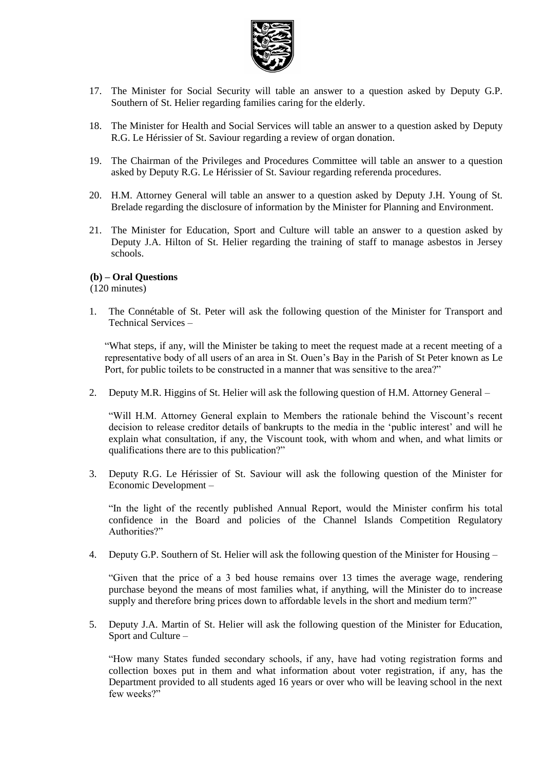17. The Minister for Social Security will table an answer to a question asked by Deputy G.P. Southern of St. Helier regarding families caring for the elderly.

18. The Minister for Health and Social Services will table an answer to a question asked by Deputy R.G. Le Hérissier of St. Saviour regarding a review of organ donation.

19. The Chairman of the Privileges and Procedures Committee will table an answer to a question asked by Deputy R.G. Le Hérissier of St. Saviour regarding referenda procedures.

20. H.M. Attorney General will table an answer to a question asked by Deputy J.H. Young of St. Brelade regarding the disclosure of information by the Minister for Planning and Environment.

21. The Minister for Education, Sport and Culture will table an answer to a question asked by Deputy J.A. Hilton of St. Helier regarding the training of staff to manage asbestos in Jersey schools.

**(b) – Oral Questions**
(120 minutes)

1. The Connétable of St. Peter will ask the following question of the Minister for Transport and Technical Services –

   "What steps, if any, will the Minister be taking to meet the request made at a recent meeting of a representative body of all users of an area in St. Ouen's Bay in the Parish of St Peter known as Le Port, for public toilets to be constructed in a manner that was sensitive to the area?"

2. Deputy M.R. Higgins of St. Helier will ask the following question of H.M. Attorney General –

   "Will H.M. Attorney General explain to Members the rationale behind the Viscount's recent decision to release creditor details of bankrupts to the media in the 'public interest' and will he explain what consultation, if any, the Viscount took, with whom and when, and what limits or qualifications there are to this publication?"

3. Deputy R.G. Le Hérissier of St. Saviour will ask the following question of the Minister for Economic Development –

   "In the light of the recently published Annual Report, would the Minister confirm his total confidence in the Board and policies of the Channel Islands Competition Regulatory Authorities?"

4. Deputy G.P. Southern of St. Helier will ask the following question of the Minister for Housing –

   "Given that the price of a 3 bed house remains over 13 times the average wage, rendering purchase beyond the means of most families what, if anything, will the Minister do to increase supply and therefore bring prices down to affordable levels in the short and medium term?"

5. Deputy J.A. Martin of St. Helier will ask the following question of the Minister for Education, Sport and Culture –

   "How many States funded secondary schools, if any, have had voting registration forms and collection boxes put in them and what information about voter registration, if any, has the Department provided to all students aged 16 years or over who will be leaving school in the next few weeks?"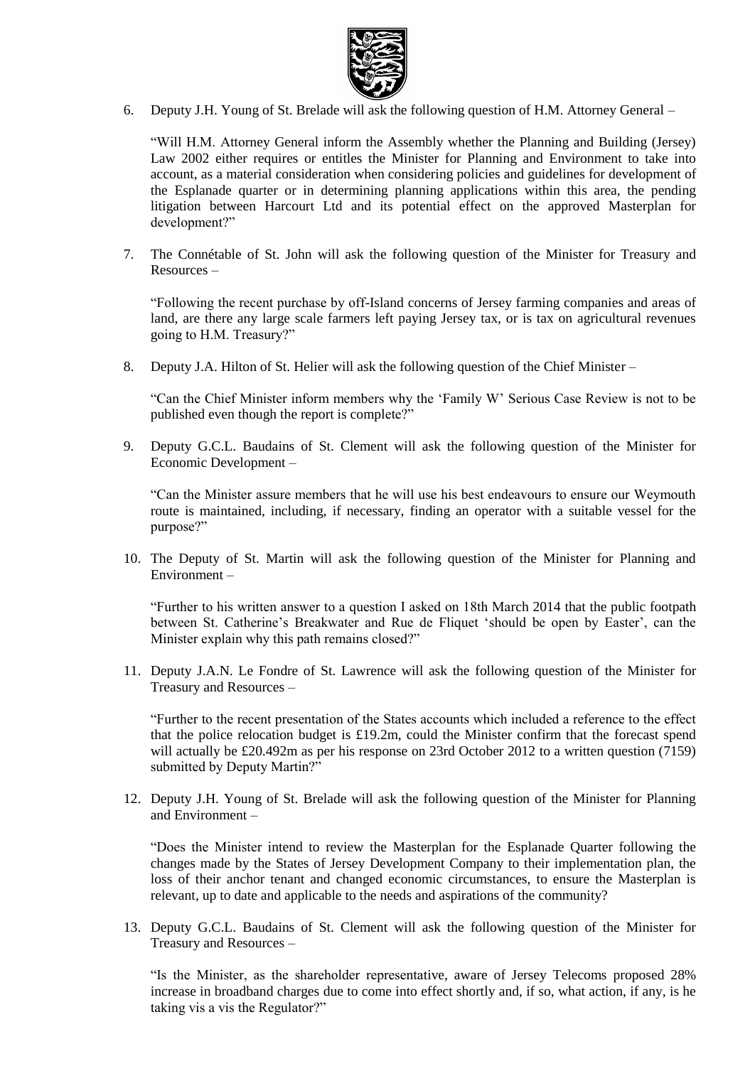6. Deputy J.H. Young of St. Brelade will ask the following question of H.M. Attorney General –

   "Will H.M. Attorney General inform the Assembly whether the Planning and Building (Jersey) Law 2002 either requires or entitles the Minister for Planning and Environment to take into account, as a material consideration when considering policies and guidelines for development of the Esplanade quarter or in determining planning applications within this area, the pending litigation between Harcourt Ltd and its potential effect on the approved Masterplan for development?"

7. The Connétable of St. John will ask the following question of the Minister for Treasury and Resources –

   "Following the recent purchase by off-Island concerns of Jersey farming companies and areas of land, are there any large scale farmers left paying Jersey tax, or is tax on agricultural revenues going to H.M. Treasury?"

8. Deputy J.A. Hilton of St. Helier will ask the following question of the Chief Minister –

   "Can the Chief Minister inform members why the 'Family W' Serious Case Review is not to be published even though the report is complete?"

9. Deputy G.C.L. Baudains of St. Clement will ask the following question of the Minister for Economic Development –

   "Can the Minister assure members that he will use his best endeavours to ensure our Weymouth route is maintained, including, if necessary, finding an operator with a suitable vessel for the purpose?"

10. The Deputy of St. Martin will ask the following question of the Minister for Planning and Environment –

    "Further to his written answer to a question I asked on 18th March 2014 that the public footpath between St. Catherine's Breakwater and Rue de Fliquet 'should be open by Easter', can the Minister explain why this path remains closed?"

11. Deputy J.A.N. Le Fondre of St. Lawrence will ask the following question of the Minister for Treasury and Resources –

    "Further to the recent presentation of the States accounts which included a reference to the effect that the police relocation budget is £19.2m, could the Minister confirm that the forecast spend will actually be £20.492m as per his response on 23rd October 2012 to a written question (7159) submitted by Deputy Martin?"

12. Deputy J.H. Young of St. Brelade will ask the following question of the Minister for Planning and Environment –

    "Does the Minister intend to review the Masterplan for the Esplanade Quarter following the changes made by the States of Jersey Development Company to their implementation plan, the loss of their anchor tenant and changed economic circumstances, to ensure the Masterplan is relevant, up to date and applicable to the needs and aspirations of the community?

13. Deputy G.C.L. Baudains of St. Clement will ask the following question of the Minister for Treasury and Resources –

    "Is the Minister, as the shareholder representative, aware of Jersey Telecoms proposed 28% increase in broadband charges due to come into effect shortly and, if so, what action, if any, is he taking vis a vis the Regulator?"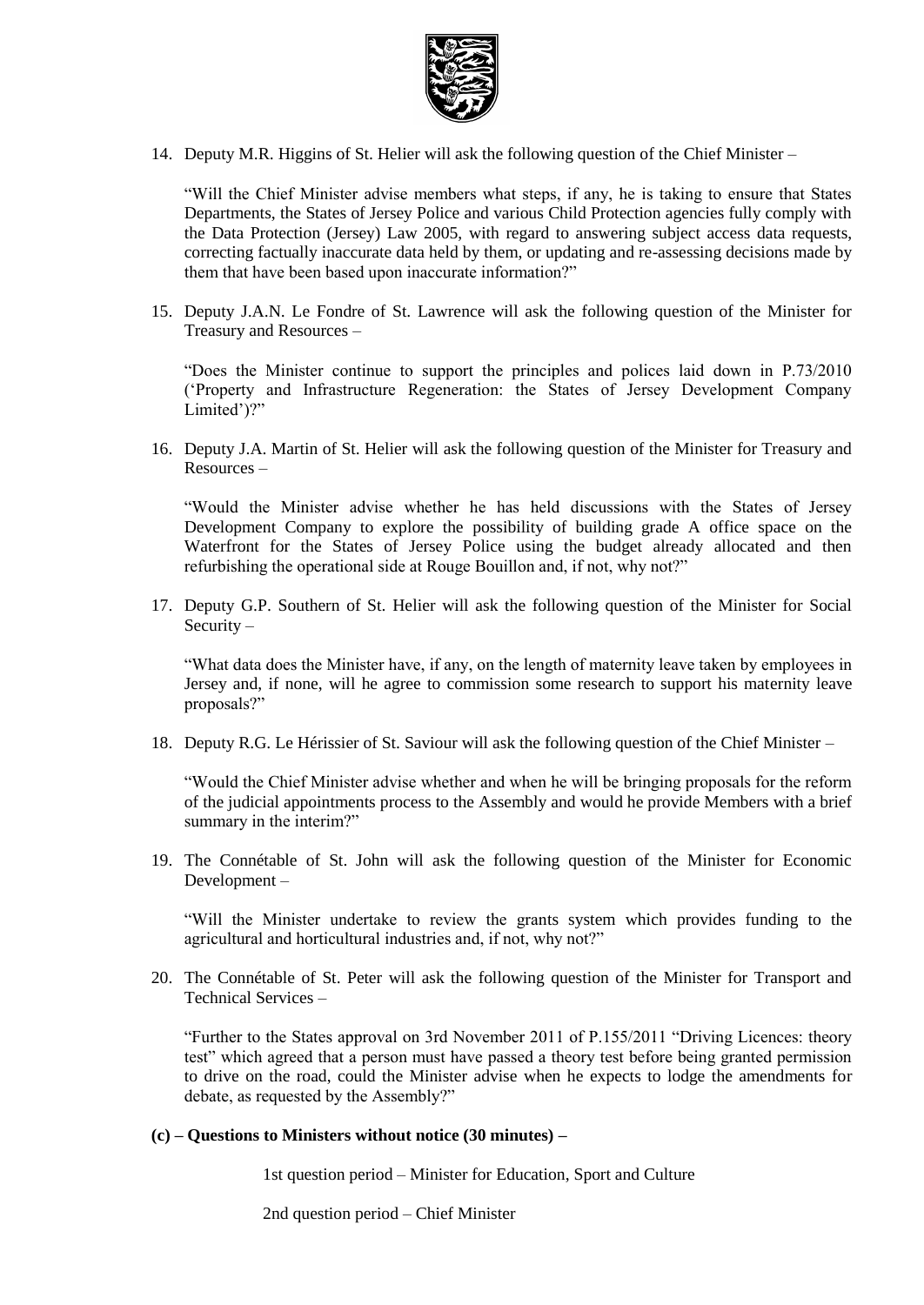14. Deputy M.R. Higgins of St. Helier will ask the following question of the Chief Minister –

    "Will the Chief Minister advise members what steps, if any, he is taking to ensure that States Departments, the States of Jersey Police and various Child Protection agencies fully comply with the Data Protection (Jersey) Law 2005, with regard to answering subject access data requests, correcting factually inaccurate data held by them, or updating and re-assessing decisions made by them that have been based upon inaccurate information?"

15. Deputy J.A.N. Le Fondre of St. Lawrence will ask the following question of the Minister for Treasury and Resources –

    "Does the Minister continue to support the principles and polices laid down in P.73/2010 ('Property and Infrastructure Regeneration: the States of Jersey Development Company Limited')?"

16. Deputy J.A. Martin of St. Helier will ask the following question of the Minister for Treasury and Resources –

    "Would the Minister advise whether he has held discussions with the States of Jersey Development Company to explore the possibility of building grade A office space on the Waterfront for the States of Jersey Police using the budget already allocated and then refurbishing the operational side at Rouge Bouillon and, if not, why not?"

17. Deputy G.P. Southern of St. Helier will ask the following question of the Minister for Social Security –

    "What data does the Minister have, if any, on the length of maternity leave taken by employees in Jersey and, if none, will he agree to commission some research to support his maternity leave proposals?"

18. Deputy R.G. Le Hérissier of St. Saviour will ask the following question of the Chief Minister –

    "Would the Chief Minister advise whether and when he will be bringing proposals for the reform of the judicial appointments process to the Assembly and would he provide Members with a brief summary in the interim?"

19. The Connétable of St. John will ask the following question of the Minister for Economic Development –

    "Will the Minister undertake to review the grants system which provides funding to the agricultural and horticultural industries and, if not, why not?"

20. The Connétable of St. Peter will ask the following question of the Minister for Transport and Technical Services –

    "Further to the States approval on 3rd November 2011 of P.155/2011 "Driving Licences: theory test" which agreed that a person must have passed a theory test before being granted permission to drive on the road, could the Minister advise when he expects to lodge the amendments for debate, as requested by the Assembly?"

**(c) – Questions to Ministers without notice (30 minutes) –**

1st question period – Minister for Education, Sport and Culture

2nd question period – Chief Minister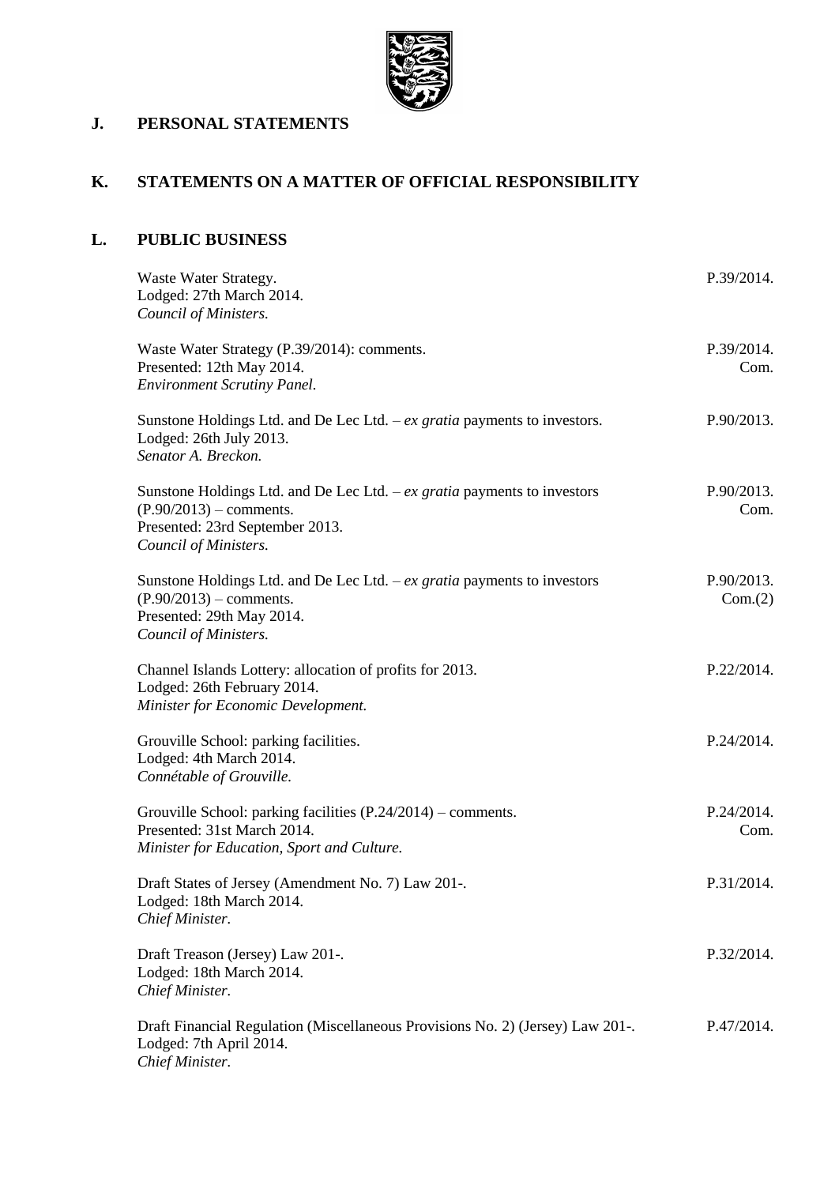## J. PERSONAL STATEMENTS

## K. STATEMENTS ON A MATTER OF OFFICIAL RESPONSIBILITY

## L. PUBLIC BUSINESS

| | |
|---|---|
| Waste Water Strategy.<br>Lodged: 27th March 2014.<br>*Council of Ministers.* | P.39/2014. |
| Waste Water Strategy (P.39/2014): comments.<br>Presented: 12th May 2014.<br>*Environment Scrutiny Panel.* | P.39/2014.<br>Com. |
| Sunstone Holdings Ltd. and De Lec Ltd. – *ex gratia* payments to investors.<br>Lodged: 26th July 2013.<br>*Senator A. Breckon.* | P.90/2013. |
| Sunstone Holdings Ltd. and De Lec Ltd. – *ex gratia* payments to investors (P.90/2013) – comments.<br>Presented: 23rd September 2013.<br>*Council of Ministers.* | P.90/2013.<br>Com. |
| Sunstone Holdings Ltd. and De Lec Ltd. – *ex gratia* payments to investors (P.90/2013) – comments.<br>Presented: 29th May 2014.<br>*Council of Ministers.* | P.90/2013.<br>Com.(2) |
| Channel Islands Lottery: allocation of profits for 2013.<br>Lodged: 26th February 2014.<br>*Minister for Economic Development.* | P.22/2014. |
| Grouville School: parking facilities.<br>Lodged: 4th March 2014.<br>*Connétable of Grouville.* | P.24/2014. |
| Grouville School: parking facilities (P.24/2014) – comments.<br>Presented: 31st March 2014.<br>*Minister for Education, Sport and Culture.* | P.24/2014.<br>Com. |
| Draft States of Jersey (Amendment No. 7) Law 201-.<br>Lodged: 18th March 2014.<br>*Chief Minister.* | P.31/2014. |
| Draft Treason (Jersey) Law 201-.<br>Lodged: 18th March 2014.<br>*Chief Minister.* | P.32/2014. |
| Draft Financial Regulation (Miscellaneous Provisions No. 2) (Jersey) Law 201-.<br>Lodged: 7th April 2014.<br>*Chief Minister.* | P.47/2014. |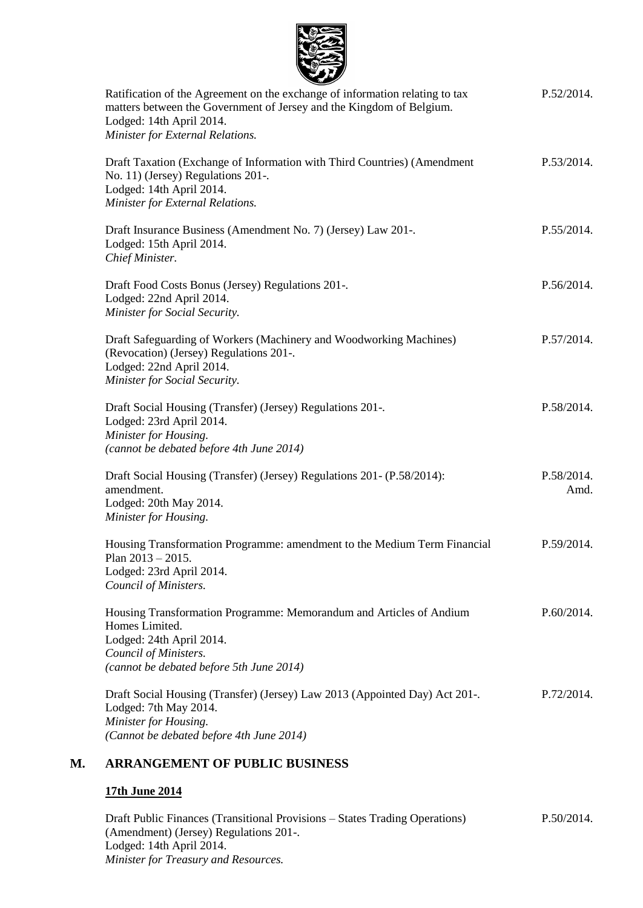Ratification of the Agreement on the exchange of information relating to tax matters between the Government of Jersey and the Kingdom of Belgium.
Lodged: 14th April 2014.
*Minister for External Relations.*

P.52/2014.

Draft Taxation (Exchange of Information with Third Countries) (Amendment No. 11) (Jersey) Regulations 201-.
Lodged: 14th April 2014.
*Minister for External Relations.*

P.53/2014.

Draft Insurance Business (Amendment No. 7) (Jersey) Law 201-.
Lodged: 15th April 2014.
*Chief Minister.*

P.55/2014.

Draft Food Costs Bonus (Jersey) Regulations 201-.
Lodged: 22nd April 2014.
*Minister for Social Security.*

P.56/2014.

Draft Safeguarding of Workers (Machinery and Woodworking Machines) (Revocation) (Jersey) Regulations 201-.
Lodged: 22nd April 2014.
*Minister for Social Security.*

P.57/2014.

Draft Social Housing (Transfer) (Jersey) Regulations 201-.
Lodged: 23rd April 2014.
*Minister for Housing.*
*(cannot be debated before 4th June 2014)*

P.58/2014.

Draft Social Housing (Transfer) (Jersey) Regulations 201- (P.58/2014): amendment.
Lodged: 20th May 2014.
*Minister for Housing.*

P.58/2014. Amd.

Housing Transformation Programme: amendment to the Medium Term Financial Plan 2013 – 2015.
Lodged: 23rd April 2014.
*Council of Ministers.*

P.59/2014.

Housing Transformation Programme: Memorandum and Articles of Andium Homes Limited.
Lodged: 24th April 2014.
*Council of Ministers.*
*(cannot be debated before 5th June 2014)*

P.60/2014.

Draft Social Housing (Transfer) (Jersey) Law 2013 (Appointed Day) Act 201-.
Lodged: 7th May 2014.
*Minister for Housing.*
*(Cannot be debated before 4th June 2014)*

P.72/2014.

## M. ARRANGEMENT OF PUBLIC BUSINESS

**17th June 2014**

Draft Public Finances (Transitional Provisions – States Trading Operations) (Amendment) (Jersey) Regulations 201-.
Lodged: 14th April 2014.
*Minister for Treasury and Resources.*

P.50/2014.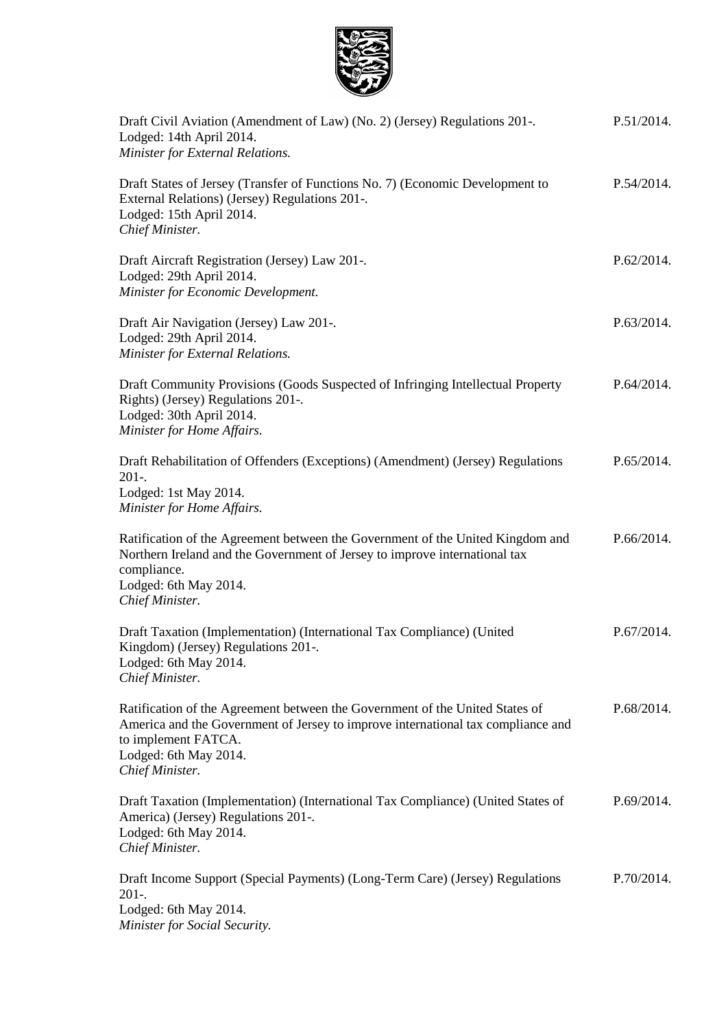| | |
|---|---|
| Draft Civil Aviation (Amendment of Law) (No. 2) (Jersey) Regulations 201-.<br>Lodged: 14th April 2014.<br>*Minister for External Relations.* | P.51/2014. |
| Draft States of Jersey (Transfer of Functions No. 7) (Economic Development to External Relations) (Jersey) Regulations 201-.<br>Lodged: 15th April 2014.<br>*Chief Minister.* | P.54/2014. |
| Draft Aircraft Registration (Jersey) Law 201-.<br>Lodged: 29th April 2014.<br>*Minister for Economic Development.* | P.62/2014. |
| Draft Air Navigation (Jersey) Law 201-.<br>Lodged: 29th April 2014.<br>*Minister for External Relations.* | P.63/2014. |
| Draft Community Provisions (Goods Suspected of Infringing Intellectual Property Rights) (Jersey) Regulations 201-.<br>Lodged: 30th April 2014.<br>*Minister for Home Affairs.* | P.64/2014. |
| Draft Rehabilitation of Offenders (Exceptions) (Amendment) (Jersey) Regulations 201-.<br>Lodged: 1st May 2014.<br>*Minister for Home Affairs.* | P.65/2014. |
| Ratification of the Agreement between the Government of the United Kingdom and Northern Ireland and the Government of Jersey to improve international tax compliance.<br>Lodged: 6th May 2014.<br>*Chief Minister.* | P.66/2014. |
| Draft Taxation (Implementation) (International Tax Compliance) (United Kingdom) (Jersey) Regulations 201-.<br>Lodged: 6th May 2014.<br>*Chief Minister.* | P.67/2014. |
| Ratification of the Agreement between the Government of the United States of America and the Government of Jersey to improve international tax compliance and to implement FATCA.<br>Lodged: 6th May 2014.<br>*Chief Minister.* | P.68/2014. |
| Draft Taxation (Implementation) (International Tax Compliance) (United States of America) (Jersey) Regulations 201-.<br>Lodged: 6th May 2014.<br>*Chief Minister.* | P.69/2014. |
| Draft Income Support (Special Payments) (Long-Term Care) (Jersey) Regulations 201-.<br>Lodged: 6th May 2014.<br>*Minister for Social Security.* | P.70/2014. |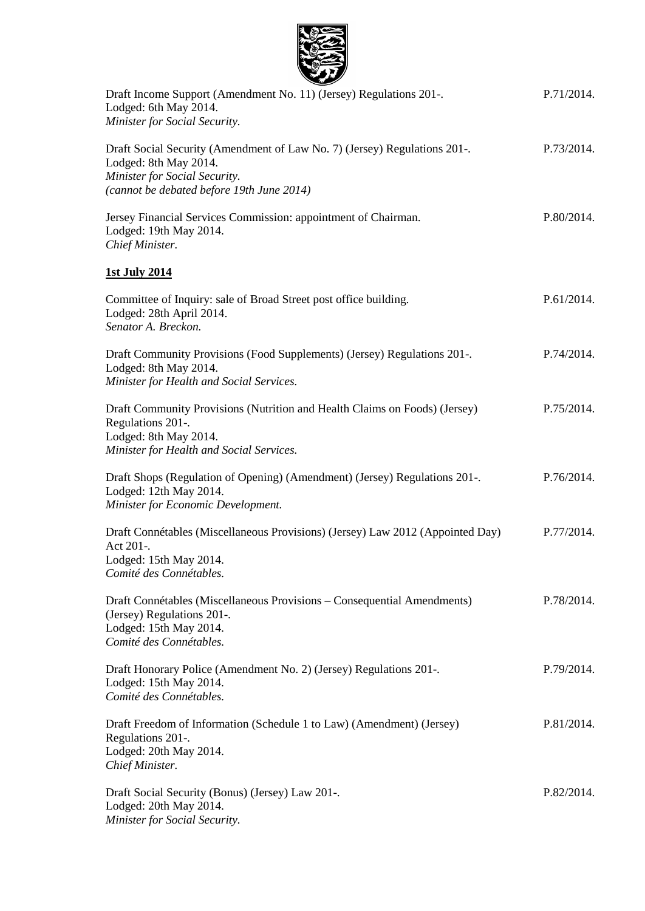Draft Income Support (Amendment No. 11) (Jersey) Regulations 201-. P.71/2014.
Lodged: 6th May 2014.
*Minister for Social Security.*

Draft Social Security (Amendment of Law No. 7) (Jersey) Regulations 201-. P.73/2014.
Lodged: 8th May 2014.
*Minister for Social Security.*
*(cannot be debated before 19th June 2014)*

Jersey Financial Services Commission: appointment of Chairman. P.80/2014.
Lodged: 19th May 2014.
*Chief Minister.*

**1st July 2014**

Committee of Inquiry: sale of Broad Street post office building. P.61/2014.
Lodged: 28th April 2014.
*Senator A. Breckon.*

Draft Community Provisions (Food Supplements) (Jersey) Regulations 201-. P.74/2014.
Lodged: 8th May 2014.
*Minister for Health and Social Services.*

Draft Community Provisions (Nutrition and Health Claims on Foods) (Jersey) Regulations 201-. P.75/2014.
Lodged: 8th May 2014.
*Minister for Health and Social Services.*

Draft Shops (Regulation of Opening) (Amendment) (Jersey) Regulations 201-. P.76/2014.
Lodged: 12th May 2014.
*Minister for Economic Development.*

Draft Connétables (Miscellaneous Provisions) (Jersey) Law 2012 (Appointed Day) Act 201-. P.77/2014.
Lodged: 15th May 2014.
*Comité des Connétables.*

Draft Connétables (Miscellaneous Provisions – Consequential Amendments) (Jersey) Regulations 201-. P.78/2014.
Lodged: 15th May 2014.
*Comité des Connétables.*

Draft Honorary Police (Amendment No. 2) (Jersey) Regulations 201-. P.79/2014.
Lodged: 15th May 2014.
*Comité des Connétables.*

Draft Freedom of Information (Schedule 1 to Law) (Amendment) (Jersey) Regulations 201-. P.81/2014.
Lodged: 20th May 2014.
*Chief Minister.*

Draft Social Security (Bonus) (Jersey) Law 201-. P.82/2014.
Lodged: 20th May 2014.
*Minister for Social Security.*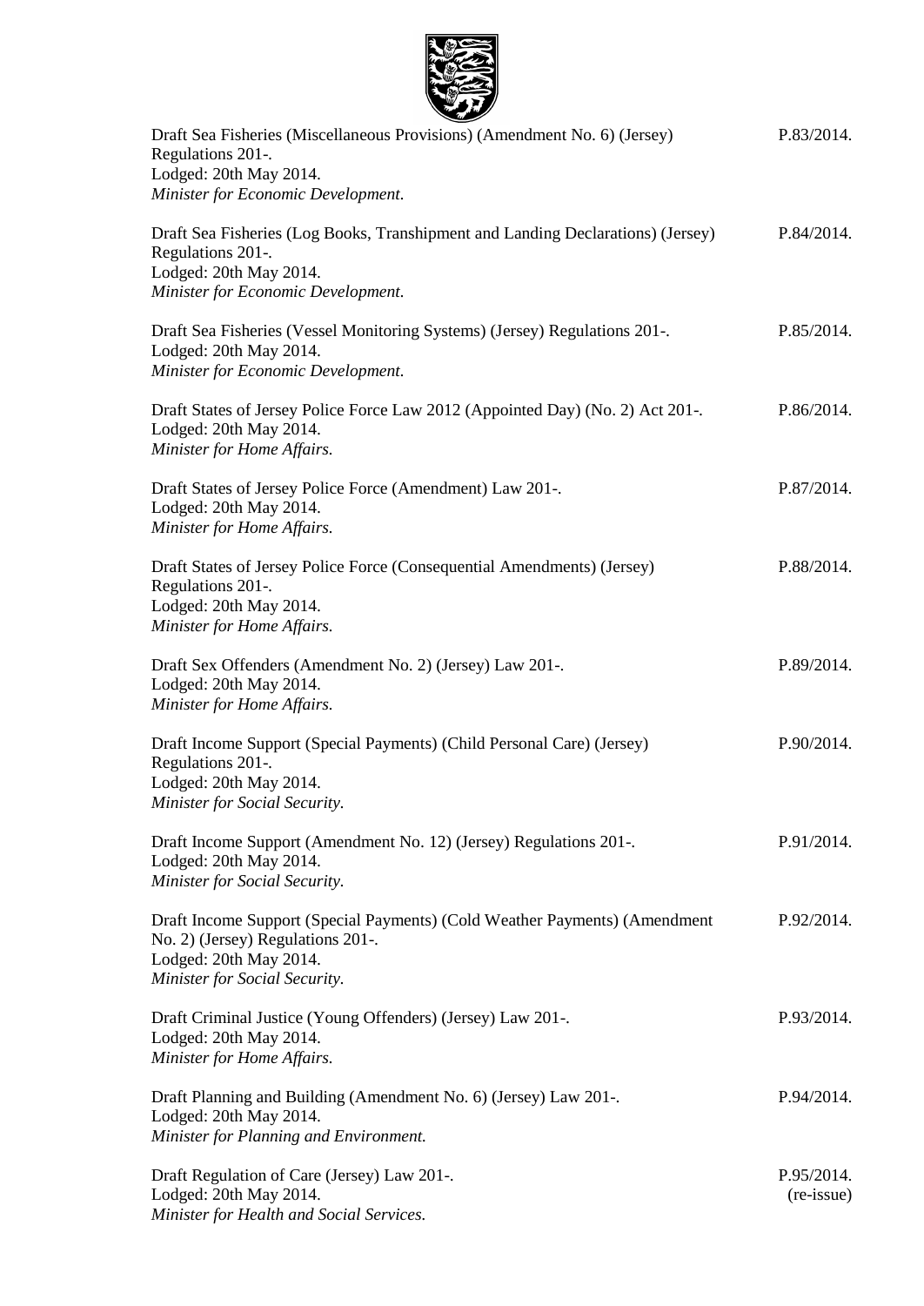Draft Sea Fisheries (Miscellaneous Provisions) (Amendment No. 6) (Jersey) Regulations 201-. P.83/2014.
Lodged: 20th May 2014.
*Minister for Economic Development.*

Draft Sea Fisheries (Log Books, Transhipment and Landing Declarations) (Jersey) Regulations 201-. P.84/2014.
Lodged: 20th May 2014.
*Minister for Economic Development.*

Draft Sea Fisheries (Vessel Monitoring Systems) (Jersey) Regulations 201-. P.85/2014.
Lodged: 20th May 2014.
*Minister for Economic Development.*

Draft States of Jersey Police Force Law 2012 (Appointed Day) (No. 2) Act 201-. P.86/2014.
Lodged: 20th May 2014.
*Minister for Home Affairs.*

Draft States of Jersey Police Force (Amendment) Law 201-. P.87/2014.
Lodged: 20th May 2014.
*Minister for Home Affairs.*

Draft States of Jersey Police Force (Consequential Amendments) (Jersey) Regulations 201-. P.88/2014.
Lodged: 20th May 2014.
*Minister for Home Affairs.*

Draft Sex Offenders (Amendment No. 2) (Jersey) Law 201-. P.89/2014.
Lodged: 20th May 2014.
*Minister for Home Affairs.*

Draft Income Support (Special Payments) (Child Personal Care) (Jersey) Regulations 201-. P.90/2014.
Lodged: 20th May 2014.
*Minister for Social Security.*

Draft Income Support (Amendment No. 12) (Jersey) Regulations 201-. P.91/2014.
Lodged: 20th May 2014.
*Minister for Social Security.*

Draft Income Support (Special Payments) (Cold Weather Payments) (Amendment No. 2) (Jersey) Regulations 201-. P.92/2014.
Lodged: 20th May 2014.
*Minister for Social Security.*

Draft Criminal Justice (Young Offenders) (Jersey) Law 201-. P.93/2014.
Lodged: 20th May 2014.
*Minister for Home Affairs.*

Draft Planning and Building (Amendment No. 6) (Jersey) Law 201-. P.94/2014.
Lodged: 20th May 2014.
*Minister for Planning and Environment.*

Draft Regulation of Care (Jersey) Law 201-. P.95/2014. (re-issue)
Lodged: 20th May 2014.
*Minister for Health and Social Services.*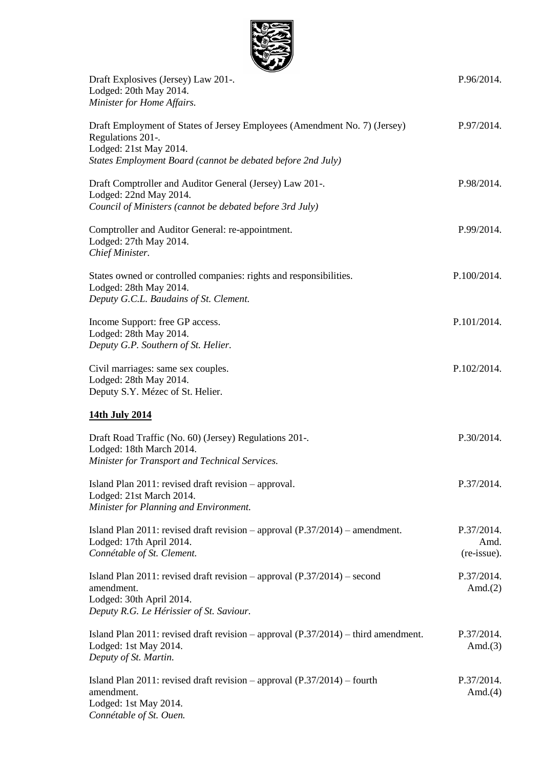Draft Explosives (Jersey) Law 201-.  P.96/2014.
Lodged: 20th May 2014.
*Minister for Home Affairs.*

Draft Employment of States of Jersey Employees (Amendment No. 7) (Jersey) Regulations 201-.  P.97/2014.
Lodged: 21st May 2014.
*States Employment Board (cannot be debated before 2nd July)*

Draft Comptroller and Auditor General (Jersey) Law 201-.  P.98/2014.
Lodged: 22nd May 2014.
*Council of Ministers (cannot be debated before 3rd July)*

Comptroller and Auditor General: re-appointment.  P.99/2014.
Lodged: 27th May 2014.
*Chief Minister.*

States owned or controlled companies: rights and responsibilities.  P.100/2014.
Lodged: 28th May 2014.
*Deputy G.C.L. Baudains of St. Clement.*

Income Support: free GP access.  P.101/2014.
Lodged: 28th May 2014.
*Deputy G.P. Southern of St. Helier.*

Civil marriages: same sex couples.  P.102/2014.
Lodged: 28th May 2014.
Deputy S.Y. Mézec of St. Helier.

**14th July 2014**

Draft Road Traffic (No. 60) (Jersey) Regulations 201-.  P.30/2014.
Lodged: 18th March 2014.
*Minister for Transport and Technical Services.*

Island Plan 2011: revised draft revision – approval.  P.37/2014.
Lodged: 21st March 2014.
*Minister for Planning and Environment.*

Island Plan 2011: revised draft revision – approval (P.37/2014) – amendment.  P.37/2014. Amd. (re-issue).
Lodged: 17th April 2014.
*Connétable of St. Clement.*

Island Plan 2011: revised draft revision – approval (P.37/2014) – second amendment.  P.37/2014. Amd.(2)
Lodged: 30th April 2014.
*Deputy R.G. Le Hérissier of St. Saviour.*

Island Plan 2011: revised draft revision – approval (P.37/2014) – third amendment.  P.37/2014. Amd.(3)
Lodged: 1st May 2014.
*Deputy of St. Martin.*

Island Plan 2011: revised draft revision – approval (P.37/2014) – fourth amendment.  P.37/2014. Amd.(4)
Lodged: 1st May 2014.
*Connétable of St. Ouen.*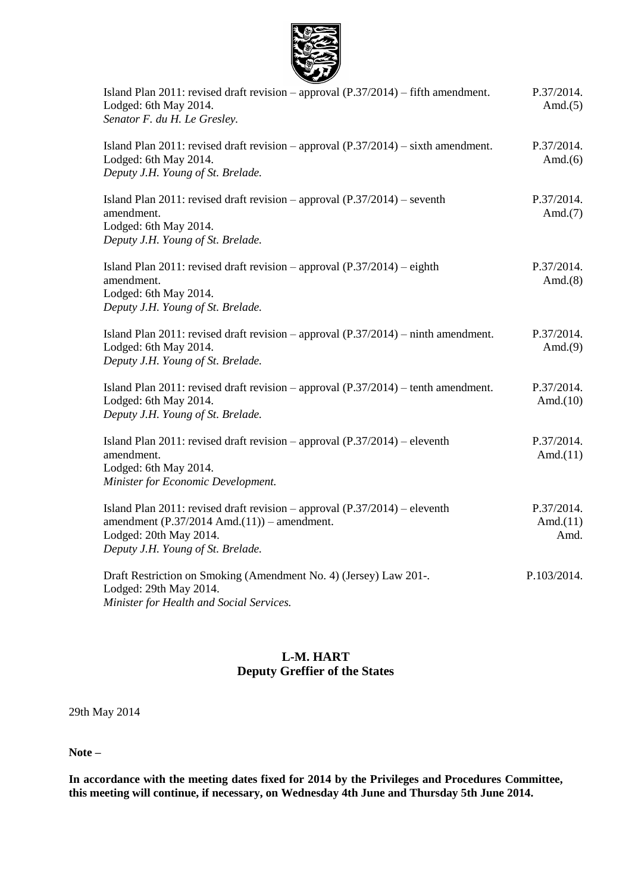Island Plan 2011: revised draft revision – approval (P.37/2014) – fifth amendment. P.37/2014. Amd.(5)
Lodged: 6th May 2014.
*Senator F. du H. Le Gresley.*

Island Plan 2011: revised draft revision – approval (P.37/2014) – sixth amendment. P.37/2014. Amd.(6)
Lodged: 6th May 2014.
*Deputy J.H. Young of St. Brelade.*

Island Plan 2011: revised draft revision – approval (P.37/2014) – seventh amendment. P.37/2014. Amd.(7)
Lodged: 6th May 2014.
*Deputy J.H. Young of St. Brelade.*

Island Plan 2011: revised draft revision – approval (P.37/2014) – eighth amendment. P.37/2014. Amd.(8)
Lodged: 6th May 2014.
*Deputy J.H. Young of St. Brelade.*

Island Plan 2011: revised draft revision – approval (P.37/2014) – ninth amendment. P.37/2014. Amd.(9)
Lodged: 6th May 2014.
*Deputy J.H. Young of St. Brelade.*

Island Plan 2011: revised draft revision – approval (P.37/2014) – tenth amendment. P.37/2014. Amd.(10)
Lodged: 6th May 2014.
*Deputy J.H. Young of St. Brelade.*

Island Plan 2011: revised draft revision – approval (P.37/2014) – eleventh amendment. P.37/2014. Amd.(11)
Lodged: 6th May 2014.
*Minister for Economic Development.*

Island Plan 2011: revised draft revision – approval (P.37/2014) – eleventh amendment (P.37/2014 Amd.(11)) – amendment. P.37/2014. Amd.(11) Amd.
Lodged: 20th May 2014.
*Deputy J.H. Young of St. Brelade.*

Draft Restriction on Smoking (Amendment No. 4) (Jersey) Law 201-. P.103/2014.
Lodged: 29th May 2014.
*Minister for Health and Social Services.*

**L-M. HART**
**Deputy Greffier of the States**

29th May 2014

**Note –**

**In accordance with the meeting dates fixed for 2014 by the Privileges and Procedures Committee, this meeting will continue, if necessary, on Wednesday 4th June and Thursday 5th June 2014.**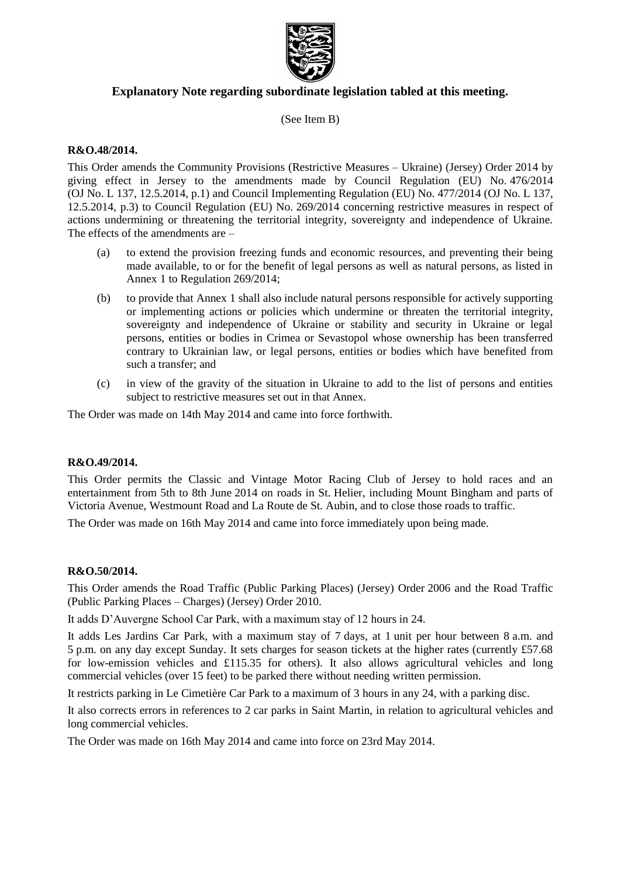**Explanatory Note regarding subordinate legislation tabled at this meeting.**

(See Item B)

**R&O.48/2014.**

This Order amends the Community Provisions (Restrictive Measures – Ukraine) (Jersey) Order 2014 by giving effect in Jersey to the amendments made by Council Regulation (EU) No. 476/2014 (OJ No. L 137, 12.5.2014, p.1) and Council Implementing Regulation (EU) No. 477/2014 (OJ No. L 137, 12.5.2014, p.3) to Council Regulation (EU) No. 269/2014 concerning restrictive measures in respect of actions undermining or threatening the territorial integrity, sovereignty and independence of Ukraine. The effects of the amendments are –

(a) to extend the provision freezing funds and economic resources, and preventing their being made available, to or for the benefit of legal persons as well as natural persons, as listed in Annex 1 to Regulation 269/2014;

(b) to provide that Annex 1 shall also include natural persons responsible for actively supporting or implementing actions or policies which undermine or threaten the territorial integrity, sovereignty and independence of Ukraine or stability and security in Ukraine or legal persons, entities or bodies in Crimea or Sevastopol whose ownership has been transferred contrary to Ukrainian law, or legal persons, entities or bodies which have benefited from such a transfer; and

(c) in view of the gravity of the situation in Ukraine to add to the list of persons and entities subject to restrictive measures set out in that Annex.

The Order was made on 14th May 2014 and came into force forthwith.

**R&O.49/2014.**

This Order permits the Classic and Vintage Motor Racing Club of Jersey to hold races and an entertainment from 5th to 8th June 2014 on roads in St. Helier, including Mount Bingham and parts of Victoria Avenue, Westmount Road and La Route de St. Aubin, and to close those roads to traffic.

The Order was made on 16th May 2014 and came into force immediately upon being made.

**R&O.50/2014.**

This Order amends the Road Traffic (Public Parking Places) (Jersey) Order 2006 and the Road Traffic (Public Parking Places – Charges) (Jersey) Order 2010.

It adds D'Auvergne School Car Park, with a maximum stay of 12 hours in 24.

It adds Les Jardins Car Park, with a maximum stay of 7 days, at 1 unit per hour between 8 a.m. and 5 p.m. on any day except Sunday. It sets charges for season tickets at the higher rates (currently £57.68 for low-emission vehicles and £115.35 for others). It also allows agricultural vehicles and long commercial vehicles (over 15 feet) to be parked there without needing written permission.

It restricts parking in Le Cimetière Car Park to a maximum of 3 hours in any 24, with a parking disc.

It also corrects errors in references to 2 car parks in Saint Martin, in relation to agricultural vehicles and long commercial vehicles.

The Order was made on 16th May 2014 and came into force on 23rd May 2014.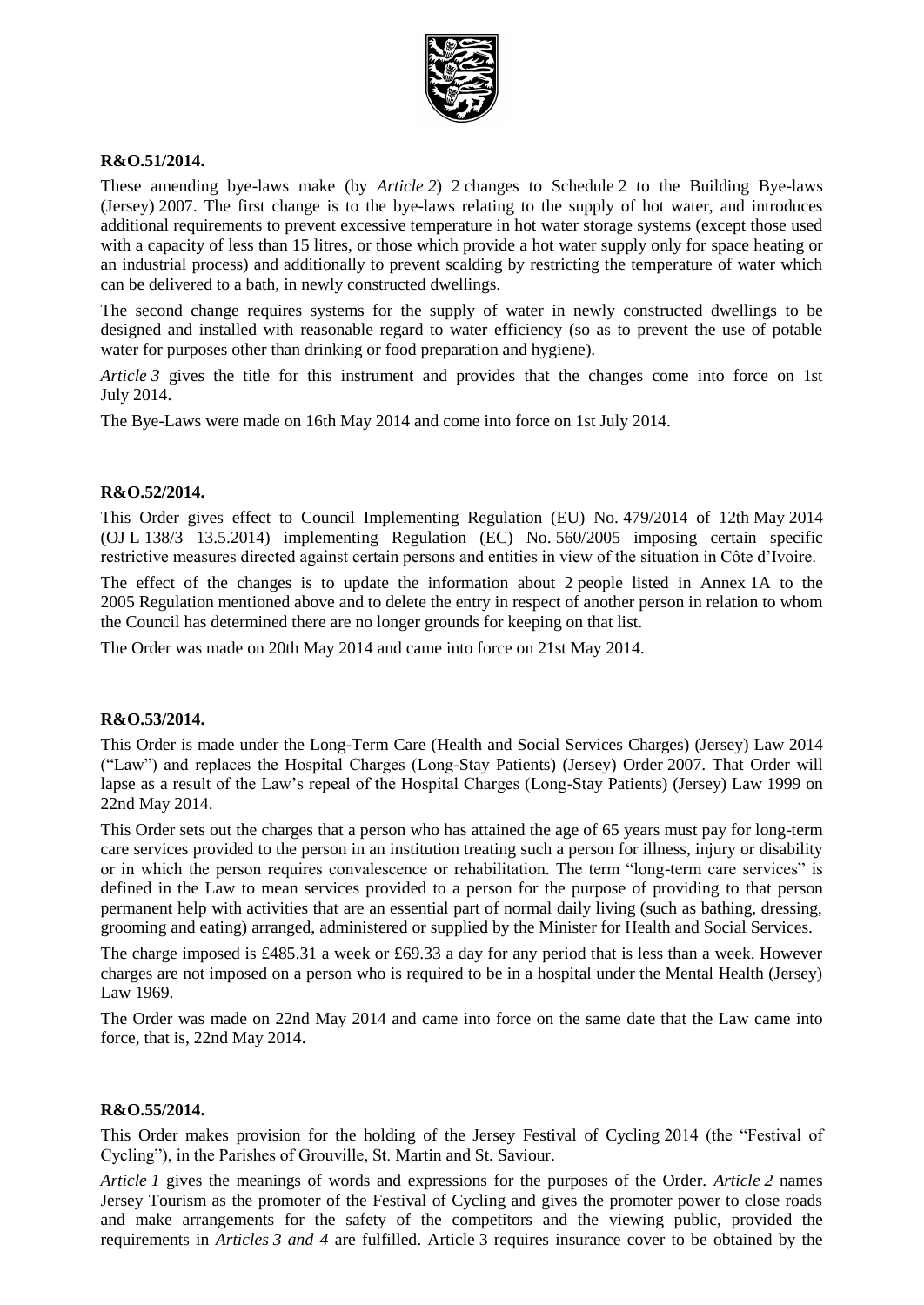**R&O.51/2014.**

These amending bye-laws make (by *Article 2*) 2 changes to Schedule 2 to the Building Bye-laws (Jersey) 2007. The first change is to the bye-laws relating to the supply of hot water, and introduces additional requirements to prevent excessive temperature in hot water storage systems (except those used with a capacity of less than 15 litres, or those which provide a hot water supply only for space heating or an industrial process) and additionally to prevent scalding by restricting the temperature of water which can be delivered to a bath, in newly constructed dwellings.

The second change requires systems for the supply of water in newly constructed dwellings to be designed and installed with reasonable regard to water efficiency (so as to prevent the use of potable water for purposes other than drinking or food preparation and hygiene).

*Article 3* gives the title for this instrument and provides that the changes come into force on 1st July 2014.

The Bye-Laws were made on 16th May 2014 and come into force on 1st July 2014.

**R&O.52/2014.**

This Order gives effect to Council Implementing Regulation (EU) No. 479/2014 of 12th May 2014 (OJ L 138/3 13.5.2014) implementing Regulation (EC) No. 560/2005 imposing certain specific restrictive measures directed against certain persons and entities in view of the situation in Côte d'Ivoire.

The effect of the changes is to update the information about 2 people listed in Annex 1A to the 2005 Regulation mentioned above and to delete the entry in respect of another person in relation to whom the Council has determined there are no longer grounds for keeping on that list.

The Order was made on 20th May 2014 and came into force on 21st May 2014.

**R&O.53/2014.**

This Order is made under the Long-Term Care (Health and Social Services Charges) (Jersey) Law 2014 ("Law") and replaces the Hospital Charges (Long-Stay Patients) (Jersey) Order 2007. That Order will lapse as a result of the Law's repeal of the Hospital Charges (Long-Stay Patients) (Jersey) Law 1999 on 22nd May 2014.

This Order sets out the charges that a person who has attained the age of 65 years must pay for long-term care services provided to the person in an institution treating such a person for illness, injury or disability or in which the person requires convalescence or rehabilitation. The term "long-term care services" is defined in the Law to mean services provided to a person for the purpose of providing to that person permanent help with activities that are an essential part of normal daily living (such as bathing, dressing, grooming and eating) arranged, administered or supplied by the Minister for Health and Social Services.

The charge imposed is £485.31 a week or £69.33 a day for any period that is less than a week. However charges are not imposed on a person who is required to be in a hospital under the Mental Health (Jersey) Law 1969.

The Order was made on 22nd May 2014 and came into force on the same date that the Law came into force, that is, 22nd May 2014.

**R&O.55/2014.**

This Order makes provision for the holding of the Jersey Festival of Cycling 2014 (the "Festival of Cycling"), in the Parishes of Grouville, St. Martin and St. Saviour.

*Article 1* gives the meanings of words and expressions for the purposes of the Order. *Article 2* names Jersey Tourism as the promoter of the Festival of Cycling and gives the promoter power to close roads and make arrangements for the safety of the competitors and the viewing public, provided the requirements in *Articles 3 and 4* are fulfilled. Article 3 requires insurance cover to be obtained by the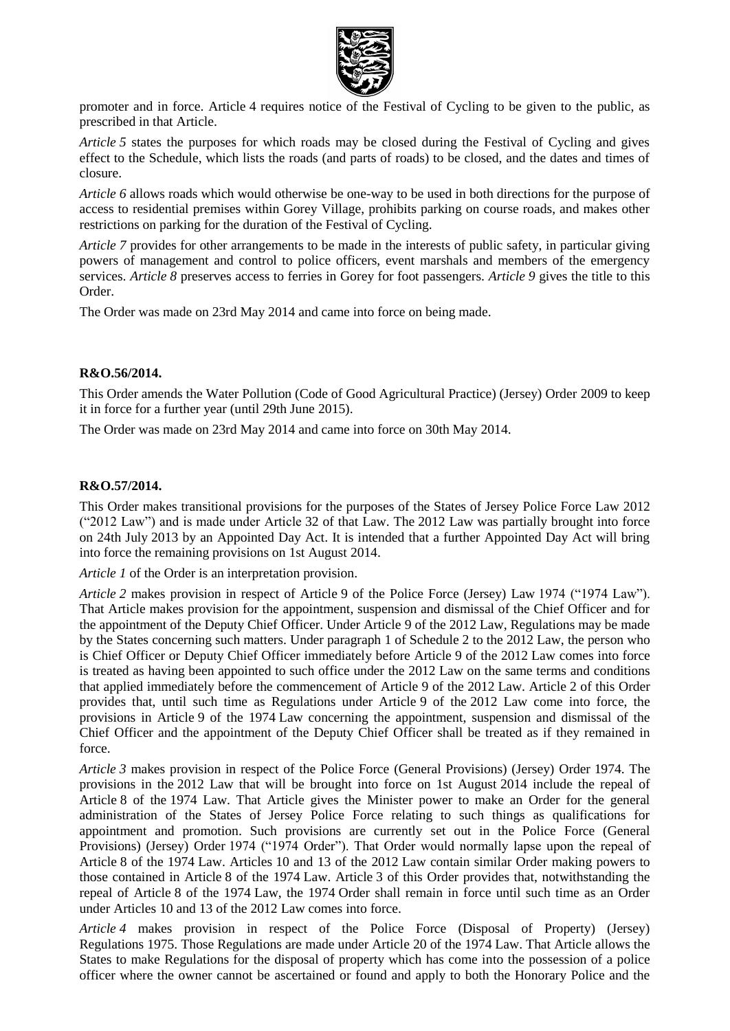promoter and in force. Article 4 requires notice of the Festival of Cycling to be given to the public, as prescribed in that Article.

*Article 5* states the purposes for which roads may be closed during the Festival of Cycling and gives effect to the Schedule, which lists the roads (and parts of roads) to be closed, and the dates and times of closure.

*Article 6* allows roads which would otherwise be one-way to be used in both directions for the purpose of access to residential premises within Gorey Village, prohibits parking on course roads, and makes other restrictions on parking for the duration of the Festival of Cycling.

*Article 7* provides for other arrangements to be made in the interests of public safety, in particular giving powers of management and control to police officers, event marshals and members of the emergency services. *Article 8* preserves access to ferries in Gorey for foot passengers. *Article 9* gives the title to this Order.

The Order was made on 23rd May 2014 and came into force on being made.

**R&O.56/2014.**

This Order amends the Water Pollution (Code of Good Agricultural Practice) (Jersey) Order 2009 to keep it in force for a further year (until 29th June 2015).

The Order was made on 23rd May 2014 and came into force on 30th May 2014.

**R&O.57/2014.**

This Order makes transitional provisions for the purposes of the States of Jersey Police Force Law 2012 ("2012 Law") and is made under Article 32 of that Law. The 2012 Law was partially brought into force on 24th July 2013 by an Appointed Day Act. It is intended that a further Appointed Day Act will bring into force the remaining provisions on 1st August 2014.

*Article 1* of the Order is an interpretation provision.

*Article 2* makes provision in respect of Article 9 of the Police Force (Jersey) Law 1974 ("1974 Law"). That Article makes provision for the appointment, suspension and dismissal of the Chief Officer and for the appointment of the Deputy Chief Officer. Under Article 9 of the 2012 Law, Regulations may be made by the States concerning such matters. Under paragraph 1 of Schedule 2 to the 2012 Law, the person who is Chief Officer or Deputy Chief Officer immediately before Article 9 of the 2012 Law comes into force is treated as having been appointed to such office under the 2012 Law on the same terms and conditions that applied immediately before the commencement of Article 9 of the 2012 Law. Article 2 of this Order provides that, until such time as Regulations under Article 9 of the 2012 Law come into force, the provisions in Article 9 of the 1974 Law concerning the appointment, suspension and dismissal of the Chief Officer and the appointment of the Deputy Chief Officer shall be treated as if they remained in force.

*Article 3* makes provision in respect of the Police Force (General Provisions) (Jersey) Order 1974. The provisions in the 2012 Law that will be brought into force on 1st August 2014 include the repeal of Article 8 of the 1974 Law. That Article gives the Minister power to make an Order for the general administration of the States of Jersey Police Force relating to such things as qualifications for appointment and promotion. Such provisions are currently set out in the Police Force (General Provisions) (Jersey) Order 1974 ("1974 Order"). That Order would normally lapse upon the repeal of Article 8 of the 1974 Law. Articles 10 and 13 of the 2012 Law contain similar Order making powers to those contained in Article 8 of the 1974 Law. Article 3 of this Order provides that, notwithstanding the repeal of Article 8 of the 1974 Law, the 1974 Order shall remain in force until such time as an Order under Articles 10 and 13 of the 2012 Law comes into force.

*Article 4* makes provision in respect of the Police Force (Disposal of Property) (Jersey) Regulations 1975. Those Regulations are made under Article 20 of the 1974 Law. That Article allows the States to make Regulations for the disposal of property which has come into the possession of a police officer where the owner cannot be ascertained or found and apply to both the Honorary Police and the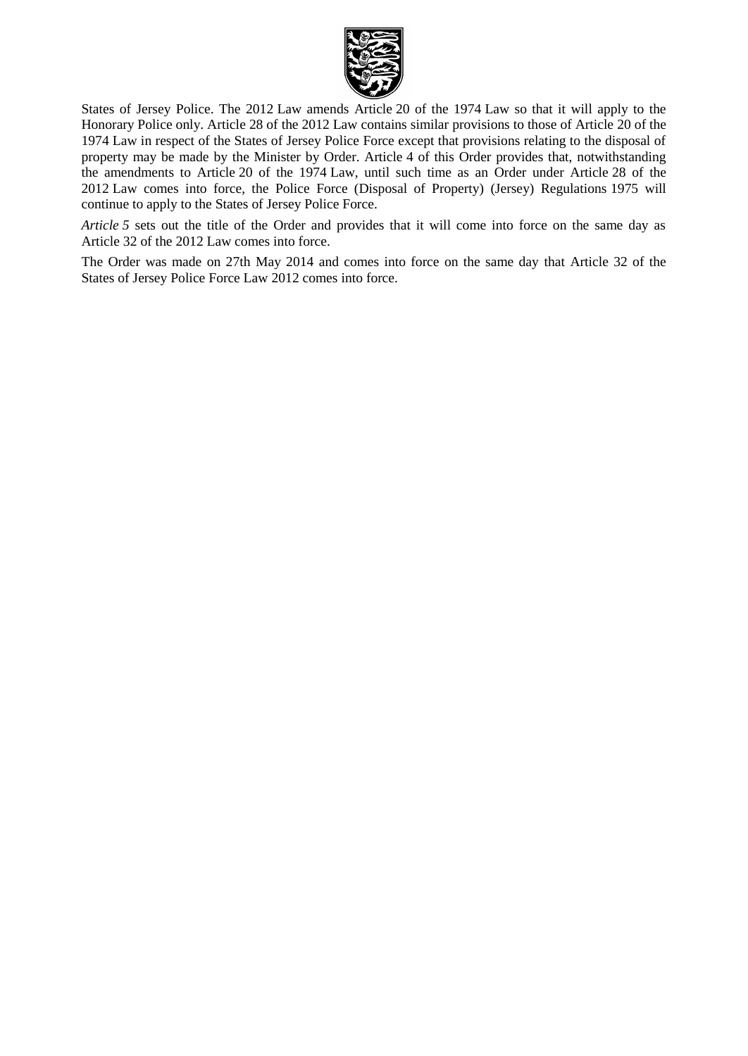States of Jersey Police. The 2012 Law amends Article 20 of the 1974 Law so that it will apply to the Honorary Police only. Article 28 of the 2012 Law contains similar provisions to those of Article 20 of the 1974 Law in respect of the States of Jersey Police Force except that provisions relating to the disposal of property may be made by the Minister by Order. Article 4 of this Order provides that, notwithstanding the amendments to Article 20 of the 1974 Law, until such time as an Order under Article 28 of the 2012 Law comes into force, the Police Force (Disposal of Property) (Jersey) Regulations 1975 will continue to apply to the States of Jersey Police Force.

*Article 5* sets out the title of the Order and provides that it will come into force on the same day as Article 32 of the 2012 Law comes into force.

The Order was made on 27th May 2014 and comes into force on the same day that Article 32 of the States of Jersey Police Force Law 2012 comes into force.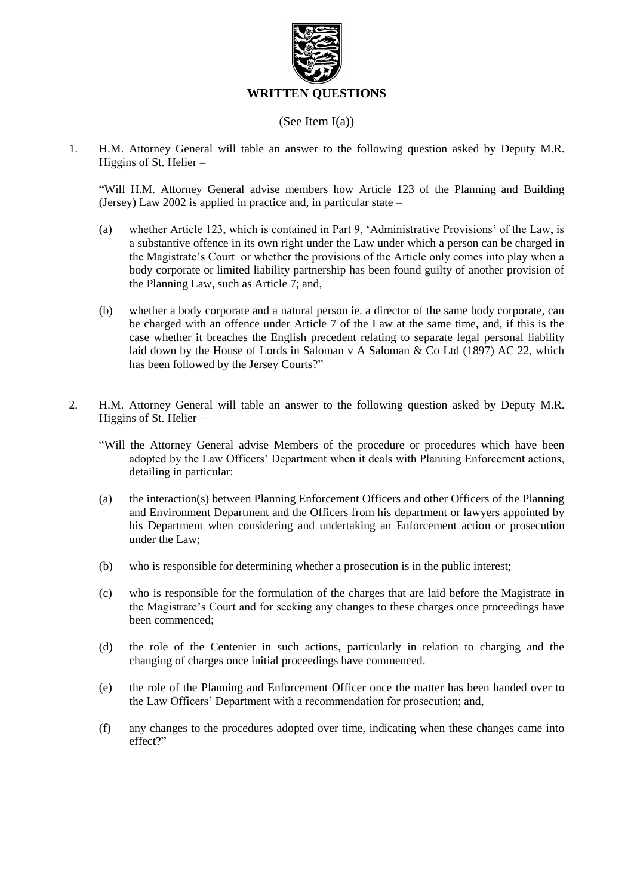# WRITTEN QUESTIONS

(See Item I(a))

1. H.M. Attorney General will table an answer to the following question asked by Deputy M.R. Higgins of St. Helier –

   "Will H.M. Attorney General advise members how Article 123 of the Planning and Building (Jersey) Law 2002 is applied in practice and, in particular state –

   (a) whether Article 123, which is contained in Part 9, 'Administrative Provisions' of the Law, is a substantive offence in its own right under the Law under which a person can be charged in the Magistrate's Court or whether the provisions of the Article only comes into play when a body corporate or limited liability partnership has been found guilty of another provision of the Planning Law, such as Article 7; and,

   (b) whether a body corporate and a natural person ie. a director of the same body corporate, can be charged with an offence under Article 7 of the Law at the same time, and, if this is the case whether it breaches the English precedent relating to separate legal personal liability laid down by the House of Lords in Saloman v A Saloman & Co Ltd (1897) AC 22, which has been followed by the Jersey Courts?"

2. H.M. Attorney General will table an answer to the following question asked by Deputy M.R. Higgins of St. Helier –

   "Will the Attorney General advise Members of the procedure or procedures which have been adopted by the Law Officers' Department when it deals with Planning Enforcement actions, detailing in particular:

   (a) the interaction(s) between Planning Enforcement Officers and other Officers of the Planning and Environment Department and the Officers from his department or lawyers appointed by his Department when considering and undertaking an Enforcement action or prosecution under the Law;

   (b) who is responsible for determining whether a prosecution is in the public interest;

   (c) who is responsible for the formulation of the charges that are laid before the Magistrate in the Magistrate's Court and for seeking any changes to these charges once proceedings have been commenced;

   (d) the role of the Centenier in such actions, particularly in relation to charging and the changing of charges once initial proceedings have commenced.

   (e) the role of the Planning and Enforcement Officer once the matter has been handed over to the Law Officers' Department with a recommendation for prosecution; and,

   (f) any changes to the procedures adopted over time, indicating when these changes came into effect?"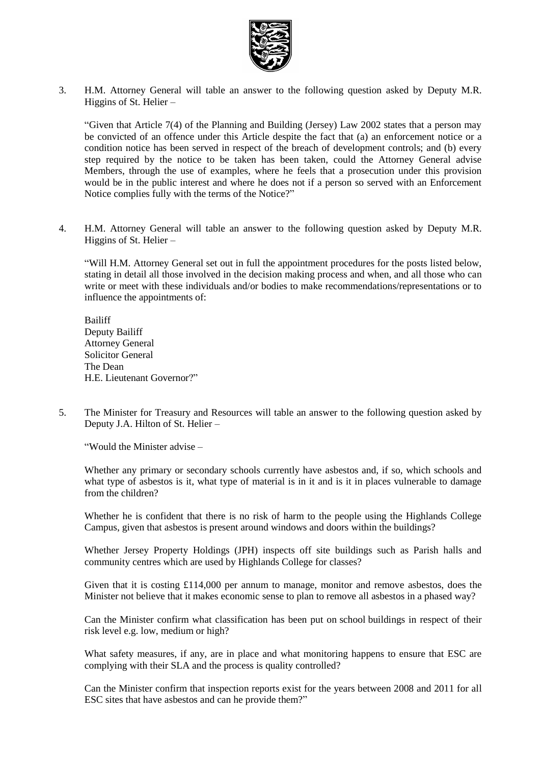3. H.M. Attorney General will table an answer to the following question asked by Deputy M.R. Higgins of St. Helier –

   "Given that Article 7(4) of the Planning and Building (Jersey) Law 2002 states that a person may be convicted of an offence under this Article despite the fact that (a) an enforcement notice or a condition notice has been served in respect of the breach of development controls; and (b) every step required by the notice to be taken has been taken, could the Attorney General advise Members, through the use of examples, where he feels that a prosecution under this provision would be in the public interest and where he does not if a person so served with an Enforcement Notice complies fully with the terms of the Notice?"

4. H.M. Attorney General will table an answer to the following question asked by Deputy M.R. Higgins of St. Helier –

   "Will H.M. Attorney General set out in full the appointment procedures for the posts listed below, stating in detail all those involved in the decision making process and when, and all those who can write or meet with these individuals and/or bodies to make recommendations/representations or to influence the appointments of:

   Bailiff
   Deputy Bailiff
   Attorney General
   Solicitor General
   The Dean
   H.E. Lieutenant Governor?"

5. The Minister for Treasury and Resources will table an answer to the following question asked by Deputy J.A. Hilton of St. Helier –

   "Would the Minister advise –

   Whether any primary or secondary schools currently have asbestos and, if so, which schools and what type of asbestos is it, what type of material is in it and is it in places vulnerable to damage from the children?

   Whether he is confident that there is no risk of harm to the people using the Highlands College Campus, given that asbestos is present around windows and doors within the buildings?

   Whether Jersey Property Holdings (JPH) inspects off site buildings such as Parish halls and community centres which are used by Highlands College for classes?

   Given that it is costing £114,000 per annum to manage, monitor and remove asbestos, does the Minister not believe that it makes economic sense to plan to remove all asbestos in a phased way?

   Can the Minister confirm what classification has been put on school buildings in respect of their risk level e.g. low, medium or high?

   What safety measures, if any, are in place and what monitoring happens to ensure that ESC are complying with their SLA and the process is quality controlled?

   Can the Minister confirm that inspection reports exist for the years between 2008 and 2011 for all ESC sites that have asbestos and can he provide them?"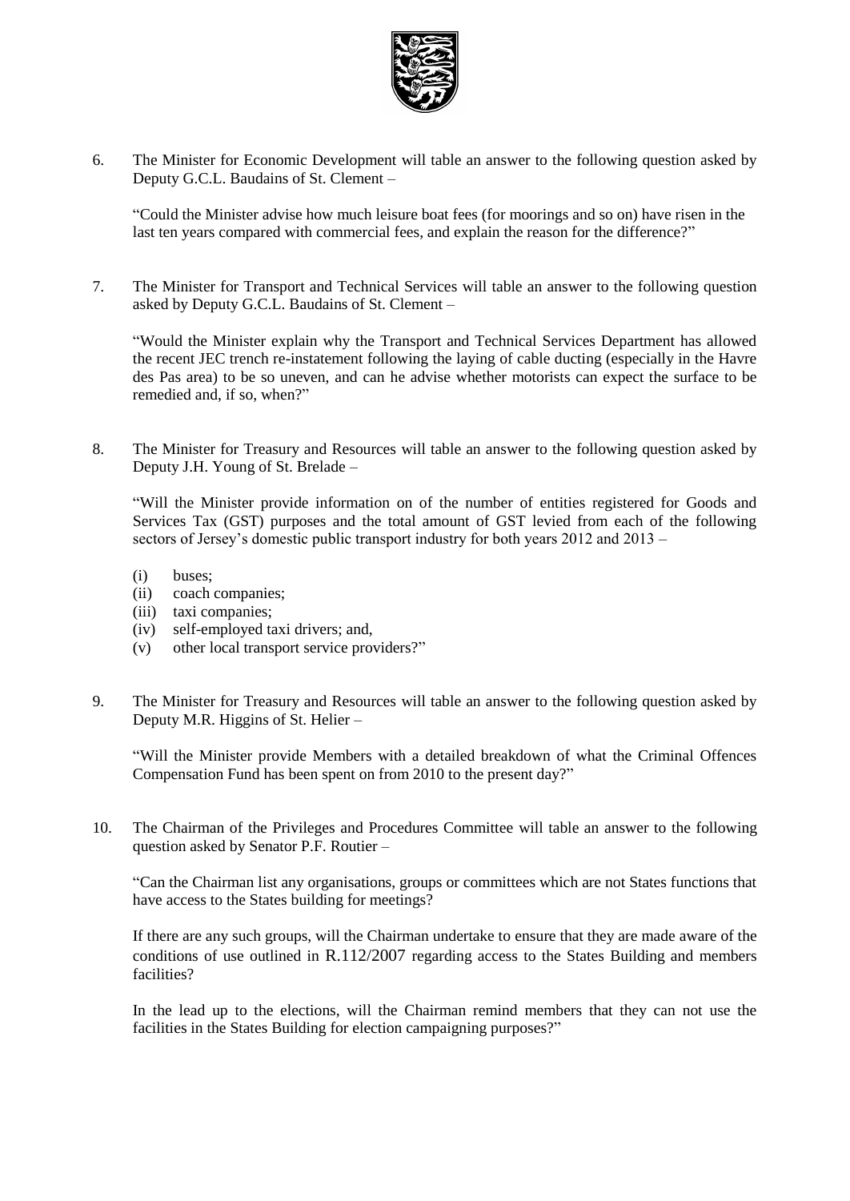6. The Minister for Economic Development will table an answer to the following question asked by Deputy G.C.L. Baudains of St. Clement –

   "Could the Minister advise how much leisure boat fees (for moorings and so on) have risen in the last ten years compared with commercial fees, and explain the reason for the difference?"

7. The Minister for Transport and Technical Services will table an answer to the following question asked by Deputy G.C.L. Baudains of St. Clement –

   "Would the Minister explain why the Transport and Technical Services Department has allowed the recent JEC trench re-instatement following the laying of cable ducting (especially in the Havre des Pas area) to be so uneven, and can he advise whether motorists can expect the surface to be remedied and, if so, when?"

8. The Minister for Treasury and Resources will table an answer to the following question asked by Deputy J.H. Young of St. Brelade –

   "Will the Minister provide information on of the number of entities registered for Goods and Services Tax (GST) purposes and the total amount of GST levied from each of the following sectors of Jersey's domestic public transport industry for both years 2012 and 2013 –

   (i) buses;
   (ii) coach companies;
   (iii) taxi companies;
   (iv) self-employed taxi drivers; and,
   (v) other local transport service providers?"

9. The Minister for Treasury and Resources will table an answer to the following question asked by Deputy M.R. Higgins of St. Helier –

   "Will the Minister provide Members with a detailed breakdown of what the Criminal Offences Compensation Fund has been spent on from 2010 to the present day?"

10. The Chairman of the Privileges and Procedures Committee will table an answer to the following question asked by Senator P.F. Routier –

    "Can the Chairman list any organisations, groups or committees which are not States functions that have access to the States building for meetings?

    If there are any such groups, will the Chairman undertake to ensure that they are made aware of the conditions of use outlined in R.112/2007 regarding access to the States Building and members facilities?

    In the lead up to the elections, will the Chairman remind members that they can not use the facilities in the States Building for election campaigning purposes?"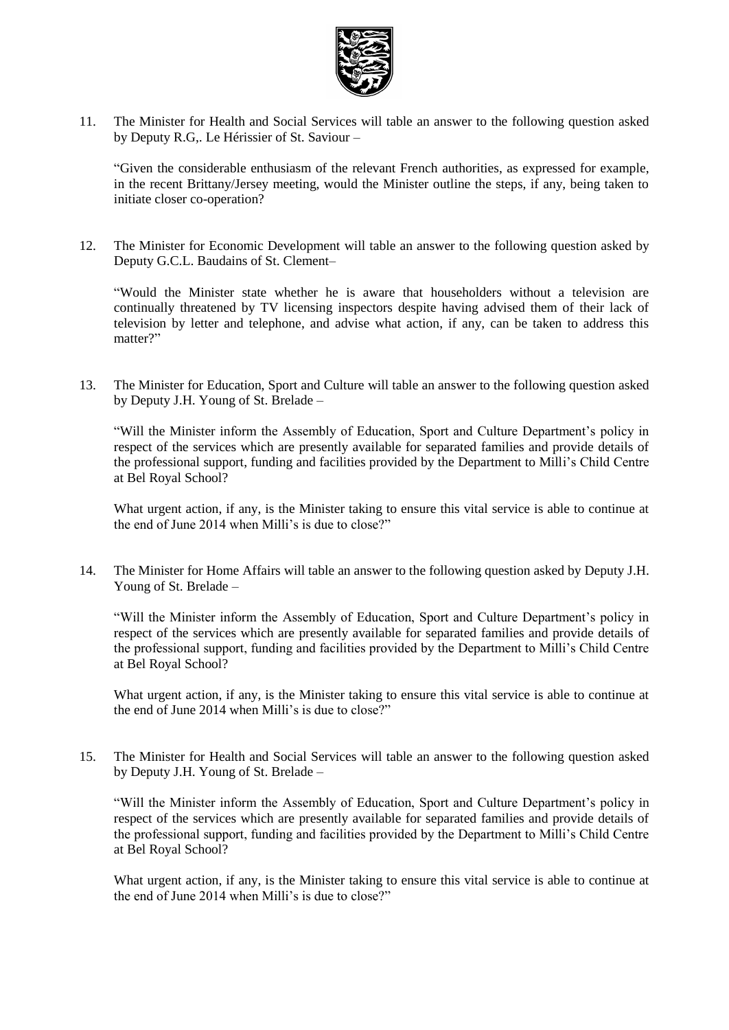11. The Minister for Health and Social Services will table an answer to the following question asked by Deputy R.G,. Le Hérissier of St. Saviour –

    "Given the considerable enthusiasm of the relevant French authorities, as expressed for example, in the recent Brittany/Jersey meeting, would the Minister outline the steps, if any, being taken to initiate closer co-operation?

12. The Minister for Economic Development will table an answer to the following question asked by Deputy G.C.L. Baudains of St. Clement–

    "Would the Minister state whether he is aware that householders without a television are continually threatened by TV licensing inspectors despite having advised them of their lack of television by letter and telephone, and advise what action, if any, can be taken to address this matter?"

13. The Minister for Education, Sport and Culture will table an answer to the following question asked by Deputy J.H. Young of St. Brelade –

    "Will the Minister inform the Assembly of Education, Sport and Culture Department's policy in respect of the services which are presently available for separated families and provide details of the professional support, funding and facilities provided by the Department to Milli's Child Centre at Bel Royal School?

    What urgent action, if any, is the Minister taking to ensure this vital service is able to continue at the end of June 2014 when Milli's is due to close?"

14. The Minister for Home Affairs will table an answer to the following question asked by Deputy J.H. Young of St. Brelade –

    "Will the Minister inform the Assembly of Education, Sport and Culture Department's policy in respect of the services which are presently available for separated families and provide details of the professional support, funding and facilities provided by the Department to Milli's Child Centre at Bel Royal School?

    What urgent action, if any, is the Minister taking to ensure this vital service is able to continue at the end of June 2014 when Milli's is due to close?"

15. The Minister for Health and Social Services will table an answer to the following question asked by Deputy J.H. Young of St. Brelade –

    "Will the Minister inform the Assembly of Education, Sport and Culture Department's policy in respect of the services which are presently available for separated families and provide details of the professional support, funding and facilities provided by the Department to Milli's Child Centre at Bel Royal School?

    What urgent action, if any, is the Minister taking to ensure this vital service is able to continue at the end of June 2014 when Milli's is due to close?"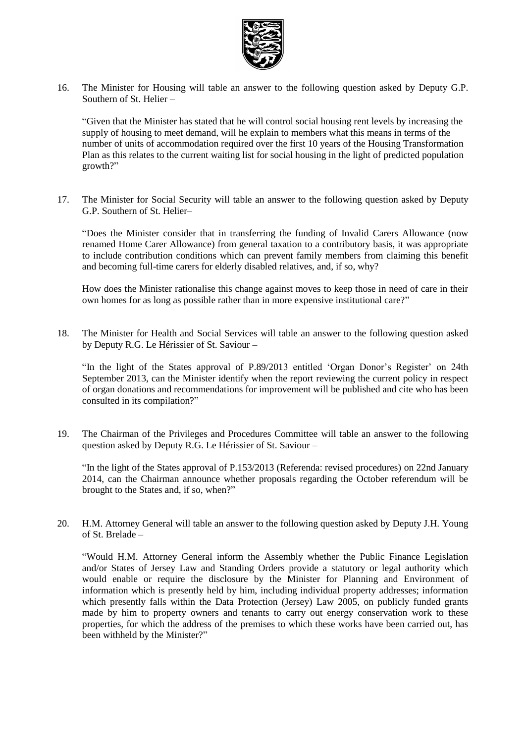16. The Minister for Housing will table an answer to the following question asked by Deputy G.P. Southern of St. Helier –

    "Given that the Minister has stated that he will control social housing rent levels by increasing the supply of housing to meet demand, will he explain to members what this means in terms of the number of units of accommodation required over the first 10 years of the Housing Transformation Plan as this relates to the current waiting list for social housing in the light of predicted population growth?"

17. The Minister for Social Security will table an answer to the following question asked by Deputy G.P. Southern of St. Helier–

    "Does the Minister consider that in transferring the funding of Invalid Carers Allowance (now renamed Home Carer Allowance) from general taxation to a contributory basis, it was appropriate to include contribution conditions which can prevent family members from claiming this benefit and becoming full-time carers for elderly disabled relatives, and, if so, why?

    How does the Minister rationalise this change against moves to keep those in need of care in their own homes for as long as possible rather than in more expensive institutional care?"

18. The Minister for Health and Social Services will table an answer to the following question asked by Deputy R.G. Le Hérissier of St. Saviour –

    "In the light of the States approval of P.89/2013 entitled 'Organ Donor's Register' on 24th September 2013, can the Minister identify when the report reviewing the current policy in respect of organ donations and recommendations for improvement will be published and cite who has been consulted in its compilation?"

19. The Chairman of the Privileges and Procedures Committee will table an answer to the following question asked by Deputy R.G. Le Hérissier of St. Saviour –

    "In the light of the States approval of P.153/2013 (Referenda: revised procedures) on 22nd January 2014, can the Chairman announce whether proposals regarding the October referendum will be brought to the States and, if so, when?"

20. H.M. Attorney General will table an answer to the following question asked by Deputy J.H. Young of St. Brelade –

    "Would H.M. Attorney General inform the Assembly whether the Public Finance Legislation and/or States of Jersey Law and Standing Orders provide a statutory or legal authority which would enable or require the disclosure by the Minister for Planning and Environment of information which is presently held by him, including individual property addresses; information which presently falls within the Data Protection (Jersey) Law 2005, on publicly funded grants made by him to property owners and tenants to carry out energy conservation work to these properties, for which the address of the premises to which these works have been carried out, has been withheld by the Minister?"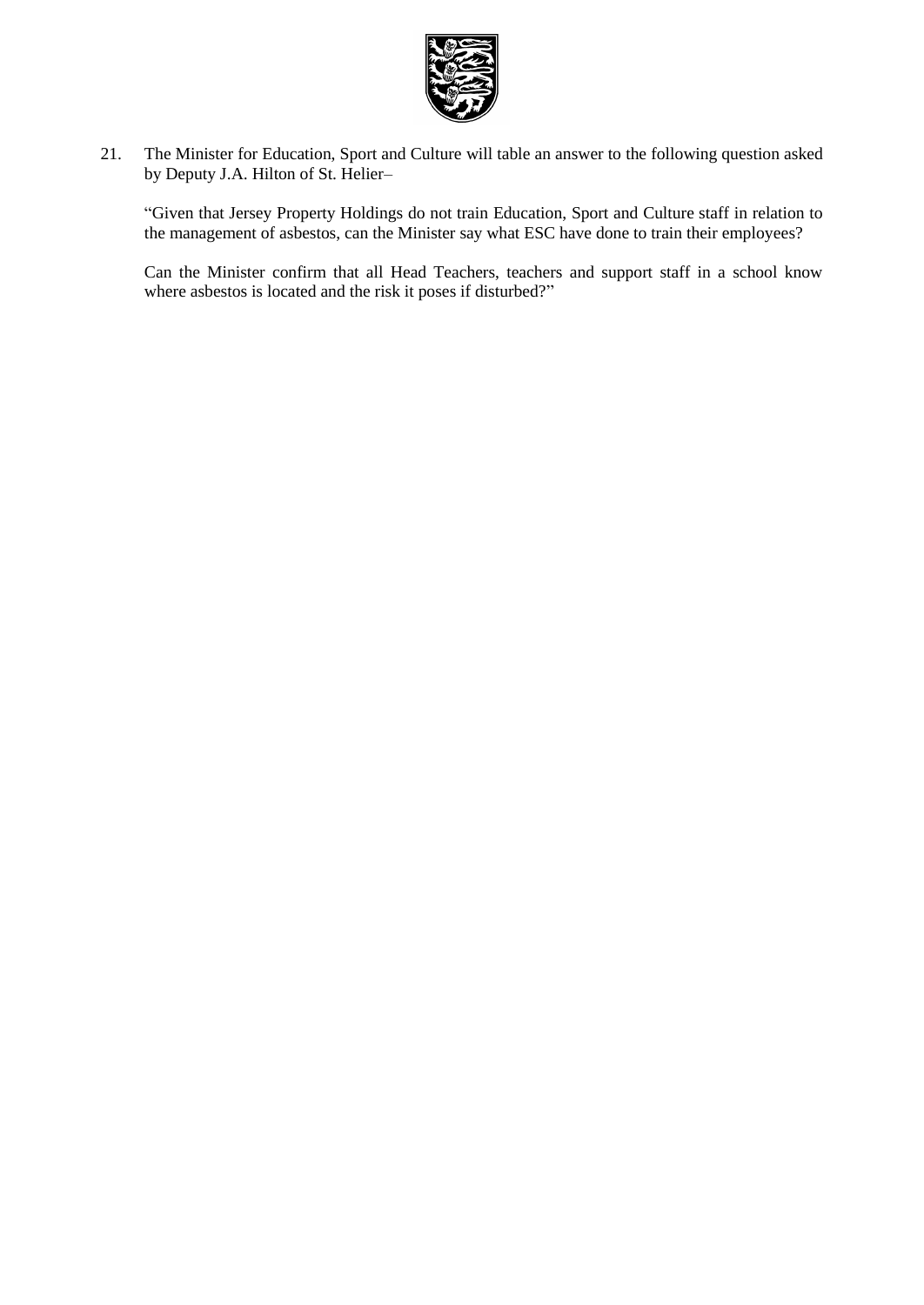21. The Minister for Education, Sport and Culture will table an answer to the following question asked by Deputy J.A. Hilton of St. Helier–

"Given that Jersey Property Holdings do not train Education, Sport and Culture staff in relation to the management of asbestos, can the Minister say what ESC have done to train their employees?

Can the Minister confirm that all Head Teachers, teachers and support staff in a school know where asbestos is located and the risk it poses if disturbed?"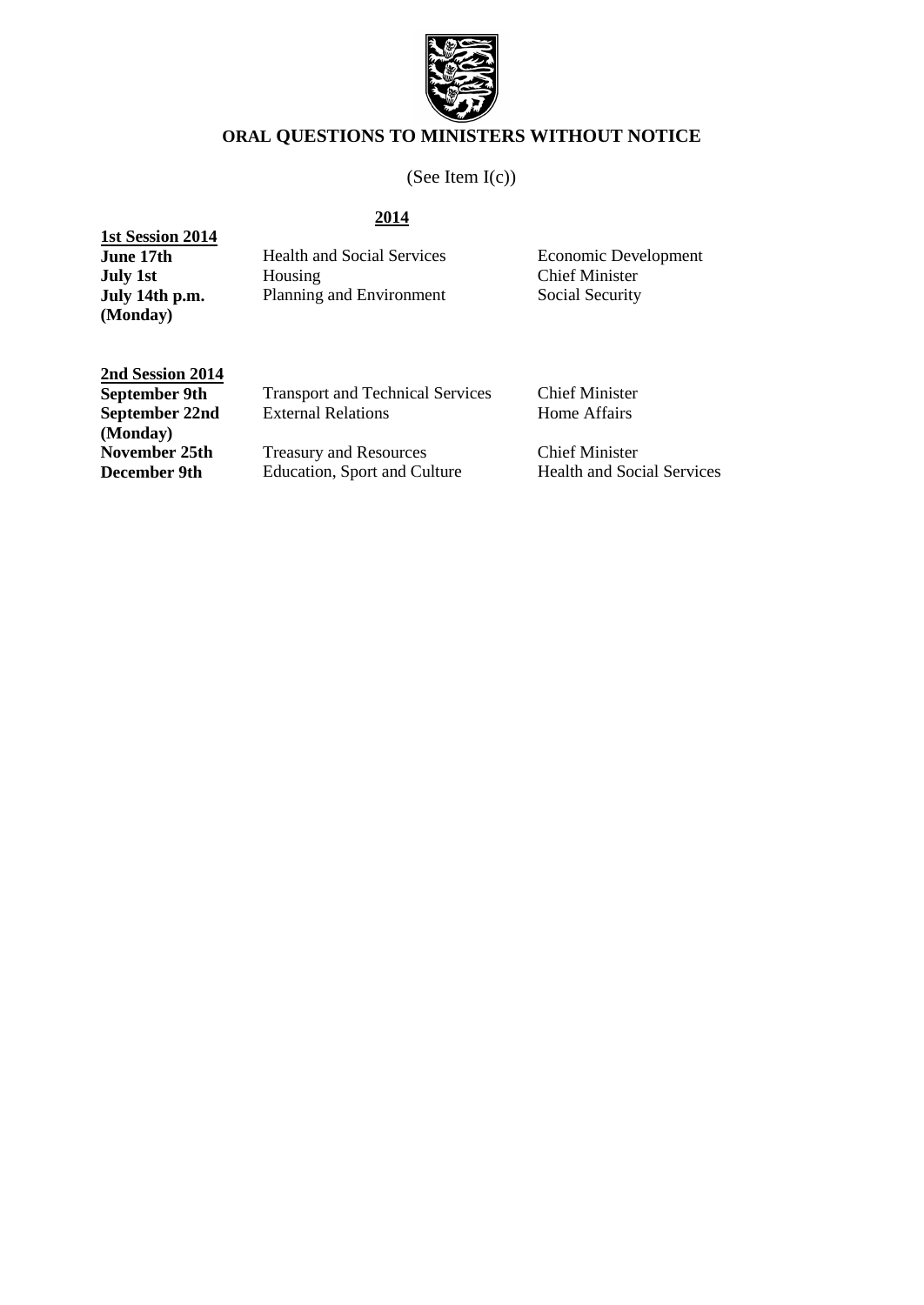## ORAL QUESTIONS TO MINISTERS WITHOUT NOTICE

(See Item I(c))

**2014**

| | | |
|---|---|---|
| **1st Session 2014** | | |
| **June 17th** | Health and Social Services | Economic Development |
| **July 1st** | Housing | Chief Minister |
| **July 14th p.m. (Monday)** | Planning and Environment | Social Security |
| | | |
| **2nd Session 2014** | | |
| **September 9th** | Transport and Technical Services | Chief Minister |
| **September 22nd (Monday)** | External Relations | Home Affairs |
| **November 25th** | Treasury and Resources | Chief Minister |
| **December 9th** | Education, Sport and Culture | Health and Social Services |